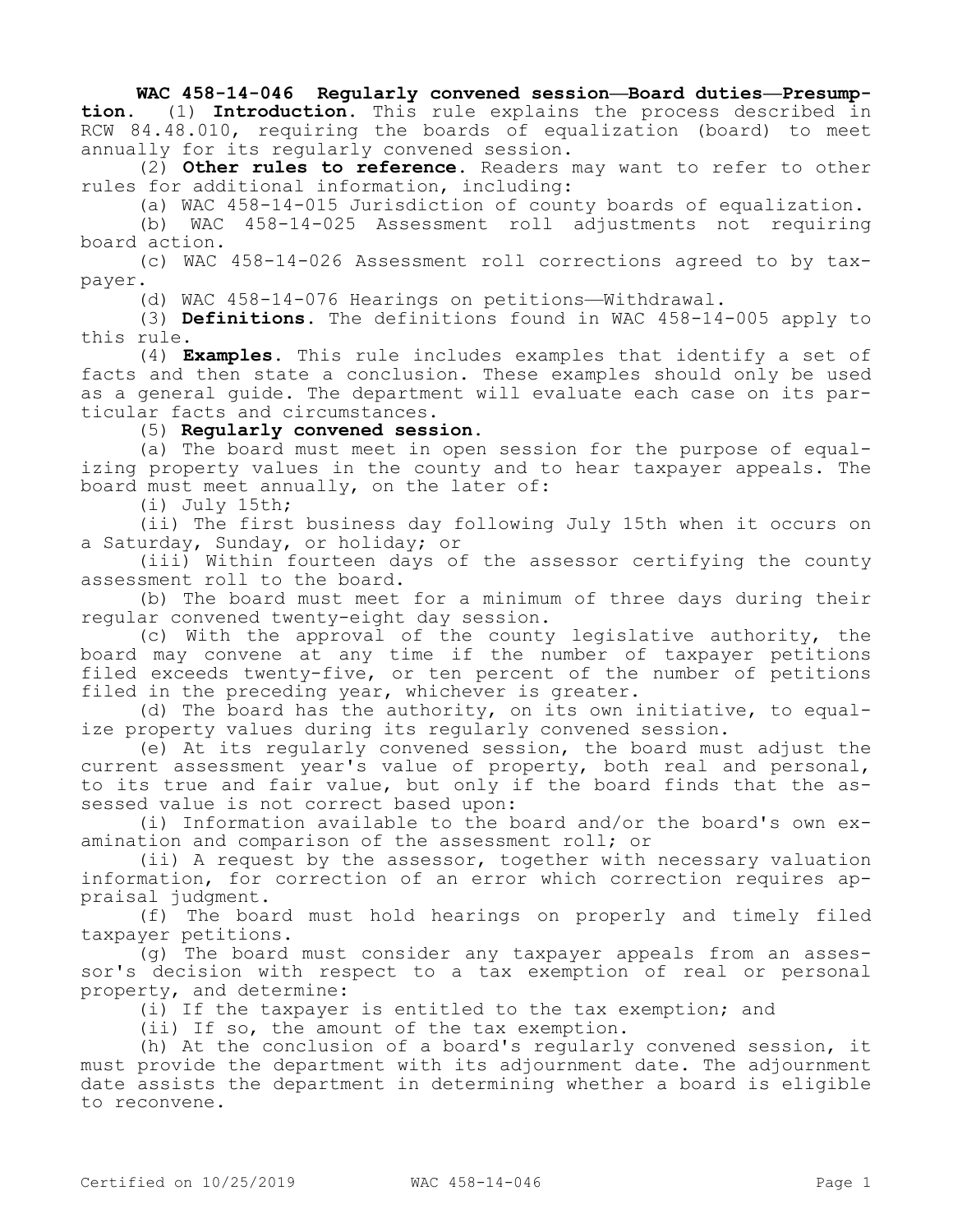**WAC 458-14-046 Regularly convened session—Board duties—Presumption.** (1) **Introduction.** This rule explains the process described in RCW 84.48.010, requiring the boards of equalization (board) to meet annually for its regularly convened session.

(2) **Other rules to reference.** Readers may want to refer to other rules for additional information, including:

(a) WAC 458-14-015 Jurisdiction of county boards of equalization.

(b) WAC 458-14-025 Assessment roll adjustments not requiring board action.

(c) WAC 458-14-026 Assessment roll corrections agreed to by taxpayer.

(d) WAC 458-14-076 Hearings on petitions—Withdrawal.

(3) **Definitions.** The definitions found in WAC 458-14-005 apply to this rule.

(4) **Examples.** This rule includes examples that identify a set of facts and then state a conclusion. These examples should only be used as a general guide. The department will evaluate each case on its particular facts and circumstances.

(5) **Regularly convened session.**

(a) The board must meet in open session for the purpose of equalizing property values in the county and to hear taxpayer appeals. The board must meet annually, on the later of:

(i) July 15th;

(ii) The first business day following July 15th when it occurs on a Saturday, Sunday, or holiday; or

(iii) Within fourteen days of the assessor certifying the county assessment roll to the board.

(b) The board must meet for a minimum of three days during their regular convened twenty-eight day session.

(c) With the approval of the county legislative authority, the board may convene at any time if the number of taxpayer petitions filed exceeds twenty-five, or ten percent of the number of petitions filed in the preceding year, whichever is greater.

(d) The board has the authority, on its own initiative, to equalize property values during its regularly convened session.

(e) At its regularly convened session, the board must adjust the current assessment year's value of property, both real and personal, to its true and fair value, but only if the board finds that the assessed value is not correct based upon:

(i) Information available to the board and/or the board's own examination and comparison of the assessment roll; or

(ii) A request by the assessor, together with necessary valuation information, for correction of an error which correction requires appraisal judgment.

(f) The board must hold hearings on properly and timely filed taxpayer petitions.

(g) The board must consider any taxpayer appeals from an assessor's decision with respect to a tax exemption of real or personal property, and determine:

(i) If the taxpayer is entitled to the tax exemption; and

(ii) If so, the amount of the tax exemption.

(h) At the conclusion of a board's regularly convened session, it must provide the department with its adjournment date. The adjournment date assists the department in determining whether a board is eligible to reconvene.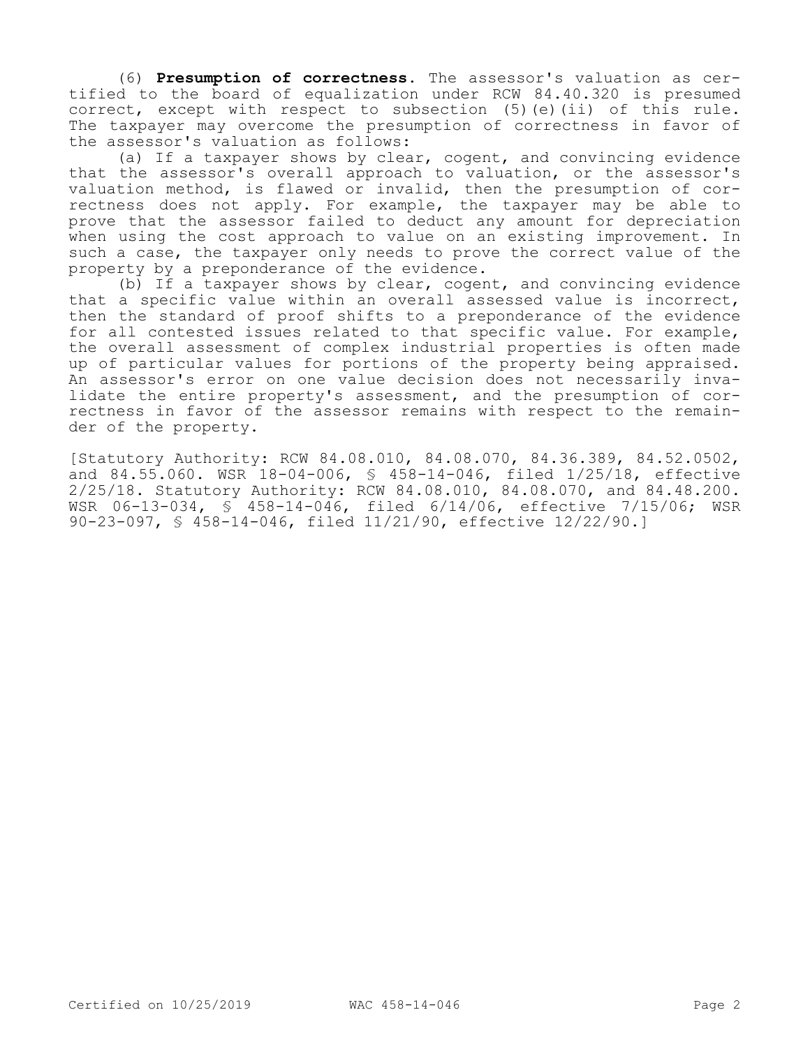(6) **Presumption of correctness.** The assessor's valuation as certified to the board of equalization under RCW 84.40.320 is presumed correct, except with respect to subsection (5)(e)(ii) of this rule. The taxpayer may overcome the presumption of correctness in favor of the assessor's valuation as follows:

(a) If a taxpayer shows by clear, cogent, and convincing evidence that the assessor's overall approach to valuation, or the assessor's valuation method, is flawed or invalid, then the presumption of correctness does not apply. For example, the taxpayer may be able to prove that the assessor failed to deduct any amount for depreciation when using the cost approach to value on an existing improvement. In such a case, the taxpayer only needs to prove the correct value of the property by a preponderance of the evidence.

(b) If a taxpayer shows by clear, cogent, and convincing evidence that a specific value within an overall assessed value is incorrect, then the standard of proof shifts to a preponderance of the evidence for all contested issues related to that specific value. For example, the overall assessment of complex industrial properties is often made up of particular values for portions of the property being appraised. An assessor's error on one value decision does not necessarily invalidate the entire property's assessment, and the presumption of correctness in favor of the assessor remains with respect to the remainder of the property.

[Statutory Authority: RCW 84.08.010, 84.08.070, 84.36.389, 84.52.0502, and 84.55.060. WSR 18-04-006, § 458-14-046, filed 1/25/18, effective 2/25/18. Statutory Authority: RCW 84.08.010, 84.08.070, and 84.48.200. WSR 06-13-034, § 458-14-046, filed 6/14/06, effective 7/15/06; WSR 90-23-097, § 458-14-046, filed 11/21/90, effective 12/22/90.]